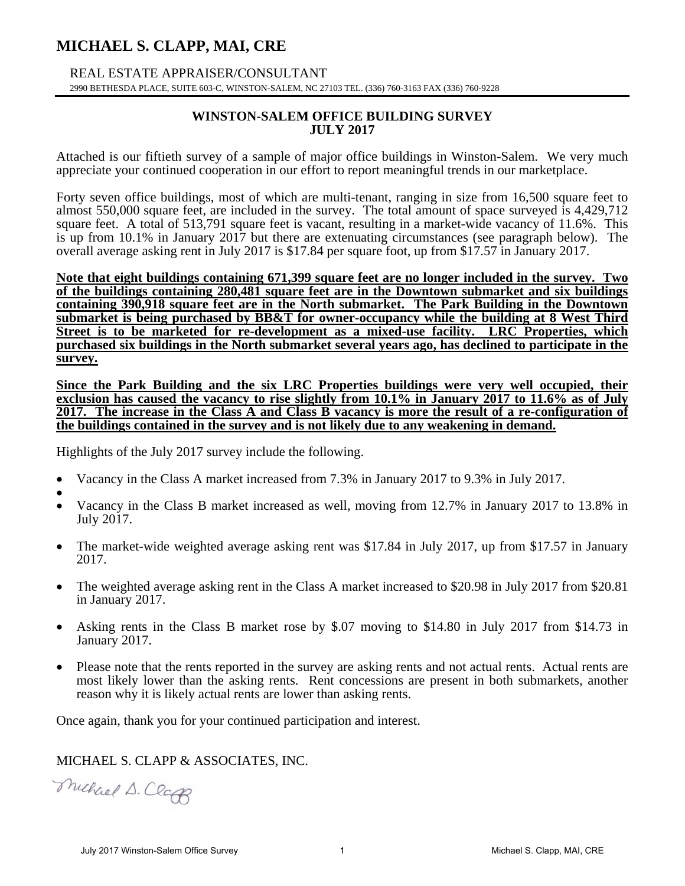# MICHAEL S. CLAPP, MAI, CRE

REAL ESTATE APPRAISER/CONSULTANT

2990 BETHESDA PLACE, SUITE 603-C, WINSTON-SALEM, NC 27103 TEL. (336) 760-3163 FAX (336) 760-9228

## WINSTON-SALEM OFFICE BUILDING SURVEY
## JULY 2017

Attached is our fiftieth survey of a sample of major office buildings in Winston-Salem. We very much appreciate your continued cooperation in our effort to report meaningful trends in our marketplace.

Forty seven office buildings, most of which are multi-tenant, ranging in size from 16,500 square feet to almost 550,000 square feet, are included in the survey. The total amount of space surveyed is 4,429,712 square feet. A total of 513,791 square feet is vacant, resulting in a market-wide vacancy of 11.6%. This is up from 10.1% in January 2017 but there are extenuating circumstances (see paragraph below). The overall average asking rent in July 2017 is $17.84 per square foot, up from $17.57 in January 2017.

**Note that eight buildings containing 671,399 square feet are no longer included in the survey. Two of the buildings containing 280,481 square feet are in the Downtown submarket and six buildings containing 390,918 square feet are in the North submarket. The Park Building in the Downtown submarket is being purchased by BB&T for owner-occupancy while the building at 8 West Third Street is to be marketed for re-development as a mixed-use facility. LRC Properties, which purchased six buildings in the North submarket several years ago, has declined to participate in the survey.**

**Since the Park Building and the six LRC Properties buildings were very well occupied, their exclusion has caused the vacancy to rise slightly from 10.1% in January 2017 to 11.6% as of July 2017. The increase in the Class A and Class B vacancy is more the result of a re-configuration of the buildings contained in the survey and is not likely due to any weakening in demand.**

Highlights of the July 2017 survey include the following.

- Vacancy in the Class A market increased from 7.3% in January 2017 to 9.3% in July 2017.
- 
- Vacancy in the Class B market increased as well, moving from 12.7% in January 2017 to 13.8% in July 2017.
- The market-wide weighted average asking rent was $17.84 in July 2017, up from $17.57 in January 2017.
- The weighted average asking rent in the Class A market increased to $20.98 in July 2017 from $20.81 in January 2017.
- Asking rents in the Class B market rose by $.07 moving to $14.80 in July 2017 from $14.73 in January 2017.
- Please note that the rents reported in the survey are asking rents and not actual rents. Actual rents are most likely lower than the asking rents. Rent concessions are present in both submarkets, another reason why it is likely actual rents are lower than asking rents.

Once again, thank you for your continued participation and interest.

MICHAEL S. CLAPP & ASSOCIATES, INC.

Michael S. Clapp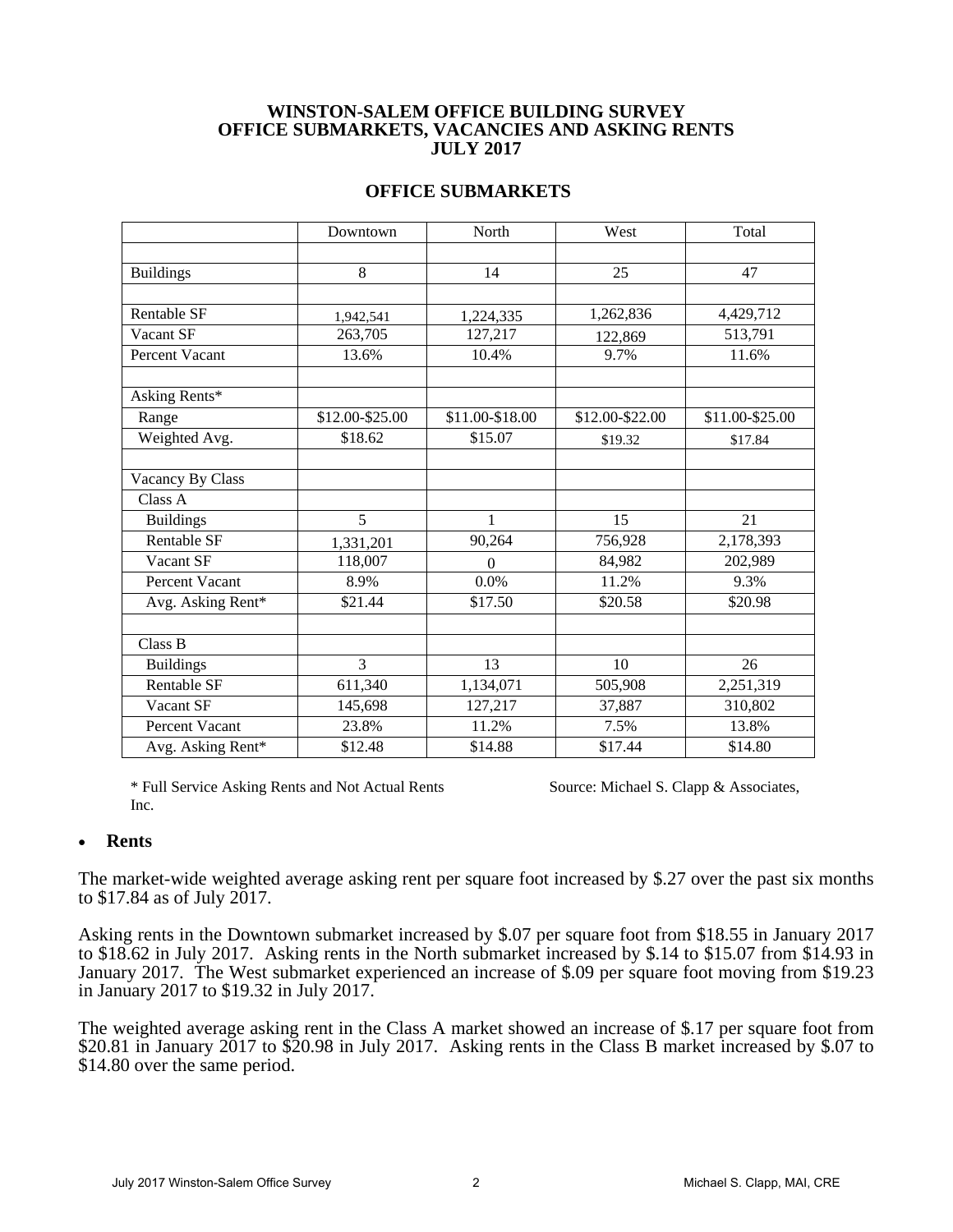**WINSTON-SALEM OFFICE BUILDING SURVEY**
**OFFICE SUBMARKETS, VACANCIES AND ASKING RENTS**
**JULY 2017**

## OFFICE SUBMARKETS

| | Downtown | North | West | Total |
|---|---|---|---|---|
| | | | | |
| Buildings | 8 | 14 | 25 | 47 |
| | | | | |
| Rentable SF | 1,942,541 | 1,224,335 | 1,262,836 | 4,429,712 |
| Vacant SF | 263,705 | 127,217 | 122,869 | 513,791 |
| Percent Vacant | 13.6% | 10.4% | 9.7% | 11.6% |
| | | | | |
| Asking Rents* | | | | |
| Range | $12.00-$25.00 | $11.00-$18.00 | $12.00-$22.00 | $11.00-$25.00 |
| Weighted Avg. | $18.62 | $15.07 | $19.32 | $17.84 |
| | | | | |
| Vacancy By Class | | | | |
| Class A | | | | |
| Buildings | 5 | 1 | 15 | 21 |
| Rentable SF | 1,331,201 | 90,264 | 756,928 | 2,178,393 |
| Vacant SF | 118,007 | 0 | 84,982 | 202,989 |
| Percent Vacant | 8.9% | 0.0% | 11.2% | 9.3% |
| Avg. Asking Rent* | $21.44 | $17.50 | $20.58 | $20.98 |
| | | | | |
| Class B | | | | |
| Buildings | 3 | 13 | 10 | 26 |
| Rentable SF | 611,340 | 1,134,071 | 505,908 | 2,251,319 |
| Vacant SF | 145,698 | 127,217 | 37,887 | 310,802 |
| Percent Vacant | 23.8% | 11.2% | 7.5% | 13.8% |
| Avg. Asking Rent* | $12.48 | $14.88 | $17.44 | $14.80 |

* Full Service Asking Rents and Not Actual Rents    Source: Michael S. Clapp & Associates, Inc.

- **Rents**

The market-wide weighted average asking rent per square foot increased by $.27 over the past six months to $17.84 as of July 2017.

Asking rents in the Downtown submarket increased by $.07 per square foot from $18.55 in January 2017 to $18.62 in July 2017. Asking rents in the North submarket increased by $.14 to $15.07 from $14.93 in January 2017. The West submarket experienced an increase of $.09 per square foot moving from $19.23 in January 2017 to $19.32 in July 2017.

The weighted average asking rent in the Class A market showed an increase of $.17 per square foot from $20.81 in January 2017 to $20.98 in July 2017. Asking rents in the Class B market increased by $.07 to $14.80 over the same period.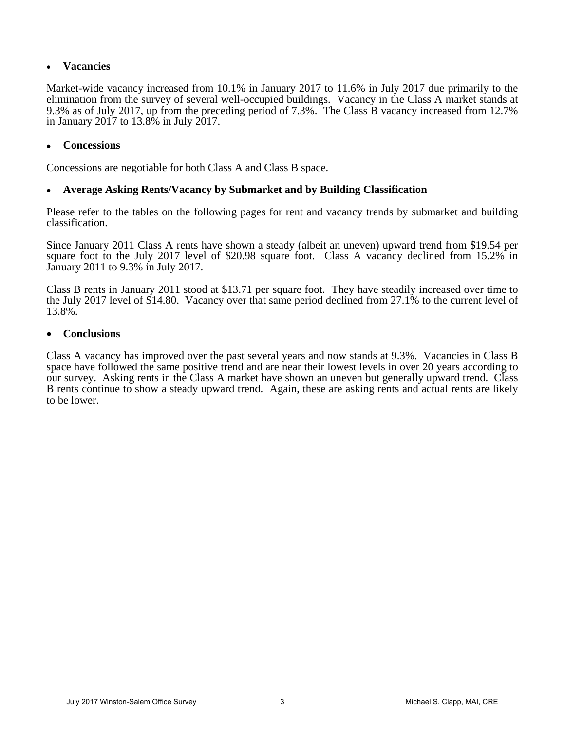- **Vacancies**

Market-wide vacancy increased from 10.1% in January 2017 to 11.6% in July 2017 due primarily to the elimination from the survey of several well-occupied buildings. Vacancy in the Class A market stands at 9.3% as of July 2017, up from the preceding period of 7.3%. The Class B vacancy increased from 12.7% in January 2017 to 13.8% in July 2017.

- **Concessions**

Concessions are negotiable for both Class A and Class B space.

- **Average Asking Rents/Vacancy by Submarket and by Building Classification**

Please refer to the tables on the following pages for rent and vacancy trends by submarket and building classification.

Since January 2011 Class A rents have shown a steady (albeit an uneven) upward trend from $19.54 per square foot to the July 2017 level of $20.98 square foot. Class A vacancy declined from 15.2% in January 2011 to 9.3% in July 2017.

Class B rents in January 2011 stood at $13.71 per square foot. They have steadily increased over time to the July 2017 level of $14.80. Vacancy over that same period declined from 27.1% to the current level of 13.8%.

- **Conclusions**

Class A vacancy has improved over the past several years and now stands at 9.3%. Vacancies in Class B space have followed the same positive trend and are near their lowest levels in over 20 years according to our survey. Asking rents in the Class A market have shown an uneven but generally upward trend. Class B rents continue to show a steady upward trend. Again, these are asking rents and actual rents are likely to be lower.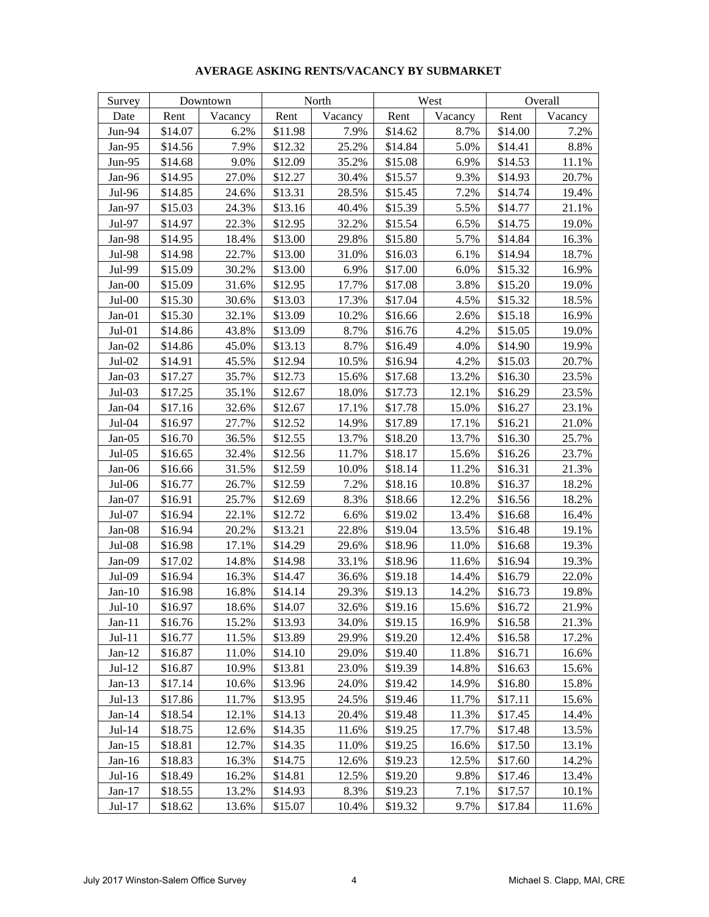## AVERAGE ASKING RENTS/VACANCY BY SUBMARKET

| Survey | Downtown | | North | | West | | Overall | |
|---|---|---|---|---|---|---|---|---|
| Date | Rent | Vacancy | Rent | Vacancy | Rent | Vacancy | Rent | Vacancy |
| Jun-94 | $14.07 | 6.2% | $11.98 | 7.9% | $14.62 | 8.7% | $14.00 | 7.2% |
| Jan-95 | $14.56 | 7.9% | $12.32 | 25.2% | $14.84 | 5.0% | $14.41 | 8.8% |
| Jun-95 | $14.68 | 9.0% | $12.09 | 35.2% | $15.08 | 6.9% | $14.53 | 11.1% |
| Jan-96 | $14.95 | 27.0% | $12.27 | 30.4% | $15.57 | 9.3% | $14.93 | 20.7% |
| Jul-96 | $14.85 | 24.6% | $13.31 | 28.5% | $15.45 | 7.2% | $14.74 | 19.4% |
| Jan-97 | $15.03 | 24.3% | $13.16 | 40.4% | $15.39 | 5.5% | $14.77 | 21.1% |
| Jul-97 | $14.97 | 22.3% | $12.95 | 32.2% | $15.54 | 6.5% | $14.75 | 19.0% |
| Jan-98 | $14.95 | 18.4% | $13.00 | 29.8% | $15.80 | 5.7% | $14.84 | 16.3% |
| Jul-98 | $14.98 | 22.7% | $13.00 | 31.0% | $16.03 | 6.1% | $14.94 | 18.7% |
| Jul-99 | $15.09 | 30.2% | $13.00 | 6.9% | $17.00 | 6.0% | $15.32 | 16.9% |
| Jan-00 | $15.09 | 31.6% | $12.95 | 17.7% | $17.08 | 3.8% | $15.20 | 19.0% |
| Jul-00 | $15.30 | 30.6% | $13.03 | 17.3% | $17.04 | 4.5% | $15.32 | 18.5% |
| Jan-01 | $15.30 | 32.1% | $13.09 | 10.2% | $16.66 | 2.6% | $15.18 | 16.9% |
| Jul-01 | $14.86 | 43.8% | $13.09 | 8.7% | $16.76 | 4.2% | $15.05 | 19.0% |
| Jan-02 | $14.86 | 45.0% | $13.13 | 8.7% | $16.49 | 4.0% | $14.90 | 19.9% |
| Jul-02 | $14.91 | 45.5% | $12.94 | 10.5% | $16.94 | 4.2% | $15.03 | 20.7% |
| Jan-03 | $17.27 | 35.7% | $12.73 | 15.6% | $17.68 | 13.2% | $16.30 | 23.5% |
| Jul-03 | $17.25 | 35.1% | $12.67 | 18.0% | $17.73 | 12.1% | $16.29 | 23.5% |
| Jan-04 | $17.16 | 32.6% | $12.67 | 17.1% | $17.78 | 15.0% | $16.27 | 23.1% |
| Jul-04 | $16.97 | 27.7% | $12.52 | 14.9% | $17.89 | 17.1% | $16.21 | 21.0% |
| Jan-05 | $16.70 | 36.5% | $12.55 | 13.7% | $18.20 | 13.7% | $16.30 | 25.7% |
| Jul-05 | $16.65 | 32.4% | $12.56 | 11.7% | $18.17 | 15.6% | $16.26 | 23.7% |
| Jan-06 | $16.66 | 31.5% | $12.59 | 10.0% | $18.14 | 11.2% | $16.31 | 21.3% |
| Jul-06 | $16.77 | 26.7% | $12.59 | 7.2% | $18.16 | 10.8% | $16.37 | 18.2% |
| Jan-07 | $16.91 | 25.7% | $12.69 | 8.3% | $18.66 | 12.2% | $16.56 | 18.2% |
| Jul-07 | $16.94 | 22.1% | $12.72 | 6.6% | $19.02 | 13.4% | $16.68 | 16.4% |
| Jan-08 | $16.94 | 20.2% | $13.21 | 22.8% | $19.04 | 13.5% | $16.48 | 19.1% |
| Jul-08 | $16.98 | 17.1% | $14.29 | 29.6% | $18.96 | 11.0% | $16.68 | 19.3% |
| Jan-09 | $17.02 | 14.8% | $14.98 | 33.1% | $18.96 | 11.6% | $16.94 | 19.3% |
| Jul-09 | $16.94 | 16.3% | $14.47 | 36.6% | $19.18 | 14.4% | $16.79 | 22.0% |
| Jan-10 | $16.98 | 16.8% | $14.14 | 29.3% | $19.13 | 14.2% | $16.73 | 19.8% |
| Jul-10 | $16.97 | 18.6% | $14.07 | 32.6% | $19.16 | 15.6% | $16.72 | 21.9% |
| Jan-11 | $16.76 | 15.2% | $13.93 | 34.0% | $19.15 | 16.9% | $16.58 | 21.3% |
| Jul-11 | $16.77 | 11.5% | $13.89 | 29.9% | $19.20 | 12.4% | $16.58 | 17.2% |
| Jan-12 | $16.87 | 11.0% | $14.10 | 29.0% | $19.40 | 11.8% | $16.71 | 16.6% |
| Jul-12 | $16.87 | 10.9% | $13.81 | 23.0% | $19.39 | 14.8% | $16.63 | 15.6% |
| Jan-13 | $17.14 | 10.6% | $13.96 | 24.0% | $19.42 | 14.9% | $16.80 | 15.8% |
| Jul-13 | $17.86 | 11.7% | $13.95 | 24.5% | $19.46 | 11.7% | $17.11 | 15.6% |
| Jan-14 | $18.54 | 12.1% | $14.13 | 20.4% | $19.48 | 11.3% | $17.45 | 14.4% |
| Jul-14 | $18.75 | 12.6% | $14.35 | 11.6% | $19.25 | 17.7% | $17.48 | 13.5% |
| Jan-15 | $18.81 | 12.7% | $14.35 | 11.0% | $19.25 | 16.6% | $17.50 | 13.1% |
| Jan-16 | $18.83 | 16.3% | $14.75 | 12.6% | $19.23 | 12.5% | $17.60 | 14.2% |
| Jul-16 | $18.49 | 16.2% | $14.81 | 12.5% | $19.20 | 9.8% | $17.46 | 13.4% |
| Jan-17 | $18.55 | 13.2% | $14.93 | 8.3% | $19.23 | 7.1% | $17.57 | 10.1% |
| Jul-17 | $18.62 | 13.6% | $15.07 | 10.4% | $19.32 | 9.7% | $17.84 | 11.6% |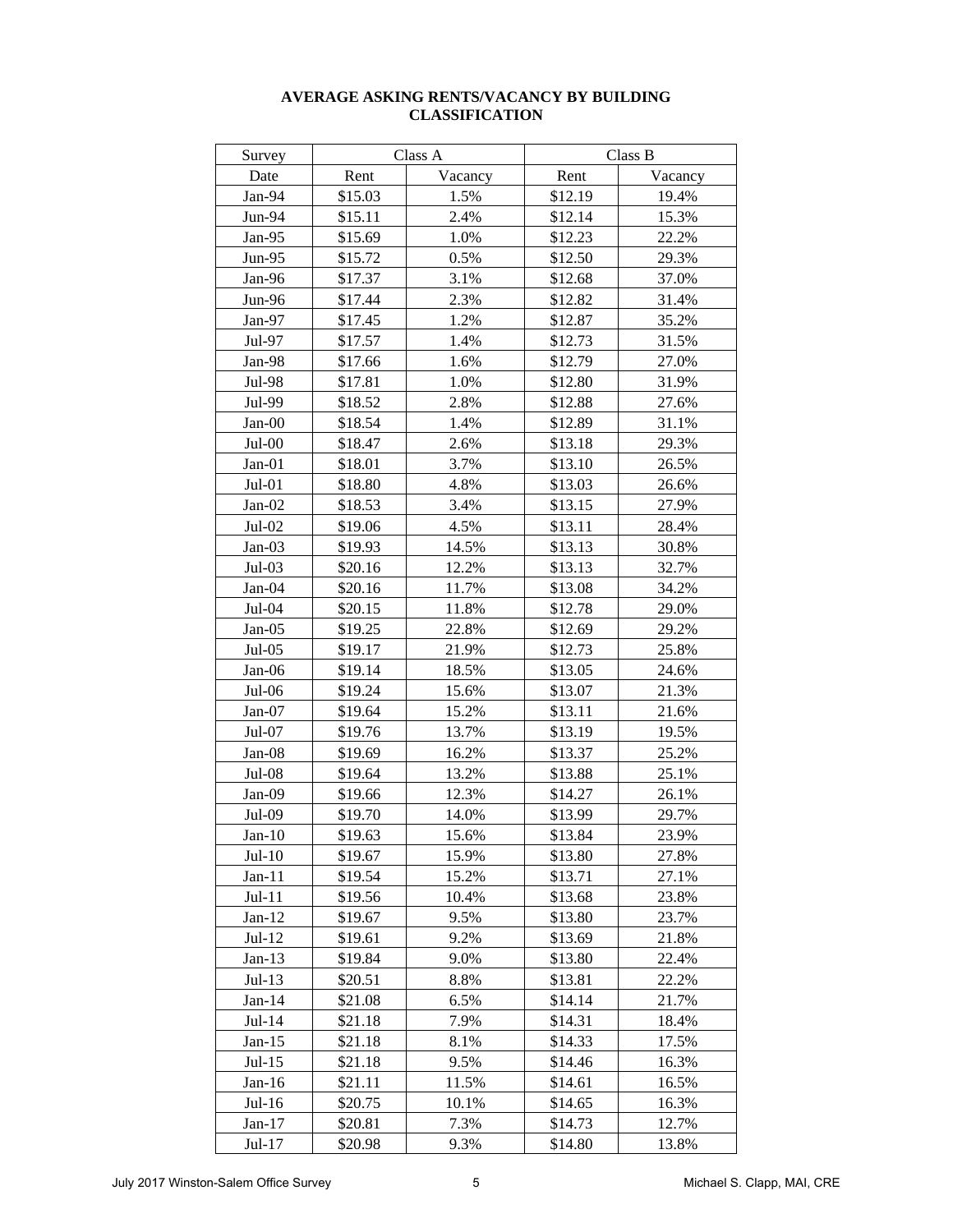**AVERAGE ASKING RENTS/VACANCY BY BUILDING CLASSIFICATION**

| Survey | Class A | | Class B | |
|---|---|---|---|---|
| Date | Rent | Vacancy | Rent | Vacancy |
| Jan-94 | $15.03 | 1.5% | $12.19 | 19.4% |
| Jun-94 | $15.11 | 2.4% | $12.14 | 15.3% |
| Jan-95 | $15.69 | 1.0% | $12.23 | 22.2% |
| Jun-95 | $15.72 | 0.5% | $12.50 | 29.3% |
| Jan-96 | $17.37 | 3.1% | $12.68 | 37.0% |
| Jun-96 | $17.44 | 2.3% | $12.82 | 31.4% |
| Jan-97 | $17.45 | 1.2% | $12.87 | 35.2% |
| Jul-97 | $17.57 | 1.4% | $12.73 | 31.5% |
| Jan-98 | $17.66 | 1.6% | $12.79 | 27.0% |
| Jul-98 | $17.81 | 1.0% | $12.80 | 31.9% |
| Jul-99 | $18.52 | 2.8% | $12.88 | 27.6% |
| Jan-00 | $18.54 | 1.4% | $12.89 | 31.1% |
| Jul-00 | $18.47 | 2.6% | $13.18 | 29.3% |
| Jan-01 | $18.01 | 3.7% | $13.10 | 26.5% |
| Jul-01 | $18.80 | 4.8% | $13.03 | 26.6% |
| Jan-02 | $18.53 | 3.4% | $13.15 | 27.9% |
| Jul-02 | $19.06 | 4.5% | $13.11 | 28.4% |
| Jan-03 | $19.93 | 14.5% | $13.13 | 30.8% |
| Jul-03 | $20.16 | 12.2% | $13.13 | 32.7% |
| Jan-04 | $20.16 | 11.7% | $13.08 | 34.2% |
| Jul-04 | $20.15 | 11.8% | $12.78 | 29.0% |
| Jan-05 | $19.25 | 22.8% | $12.69 | 29.2% |
| Jul-05 | $19.17 | 21.9% | $12.73 | 25.8% |
| Jan-06 | $19.14 | 18.5% | $13.05 | 24.6% |
| Jul-06 | $19.24 | 15.6% | $13.07 | 21.3% |
| Jan-07 | $19.64 | 15.2% | $13.11 | 21.6% |
| Jul-07 | $19.76 | 13.7% | $13.19 | 19.5% |
| Jan-08 | $19.69 | 16.2% | $13.37 | 25.2% |
| Jul-08 | $19.64 | 13.2% | $13.88 | 25.1% |
| Jan-09 | $19.66 | 12.3% | $14.27 | 26.1% |
| Jul-09 | $19.70 | 14.0% | $13.99 | 29.7% |
| Jan-10 | $19.63 | 15.6% | $13.84 | 23.9% |
| Jul-10 | $19.67 | 15.9% | $13.80 | 27.8% |
| Jan-11 | $19.54 | 15.2% | $13.71 | 27.1% |
| Jul-11 | $19.56 | 10.4% | $13.68 | 23.8% |
| Jan-12 | $19.67 | 9.5% | $13.80 | 23.7% |
| Jul-12 | $19.61 | 9.2% | $13.69 | 21.8% |
| Jan-13 | $19.84 | 9.0% | $13.80 | 22.4% |
| Jul-13 | $20.51 | 8.8% | $13.81 | 22.2% |
| Jan-14 | $21.08 | 6.5% | $14.14 | 21.7% |
| Jul-14 | $21.18 | 7.9% | $14.31 | 18.4% |
| Jan-15 | $21.18 | 8.1% | $14.33 | 17.5% |
| Jul-15 | $21.18 | 9.5% | $14.46 | 16.3% |
| Jan-16 | $21.11 | 11.5% | $14.61 | 16.5% |
| Jul-16 | $20.75 | 10.1% | $14.65 | 16.3% |
| Jan-17 | $20.81 | 7.3% | $14.73 | 12.7% |
| Jul-17 | $20.98 | 9.3% | $14.80 | 13.8% |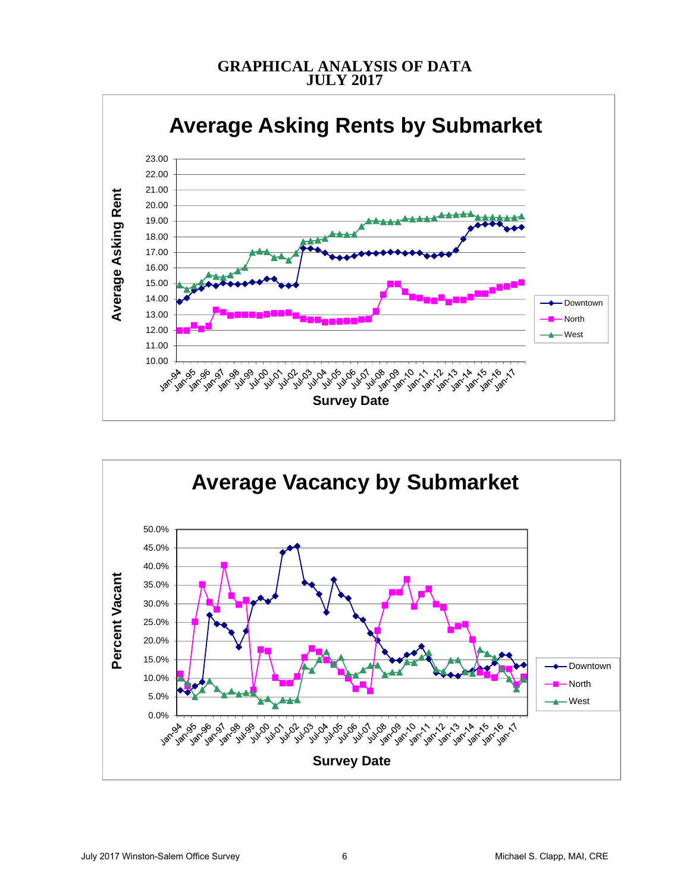# GRAPHICAL ANALYSIS OF DATA
# JULY 2017

## Average Asking Rents by Submarket

Average Asking Rent

Survey Date

Downtown
North
West

## Average Vacancy by Submarket

Percent Vacant

Survey Date

Downtown
North
West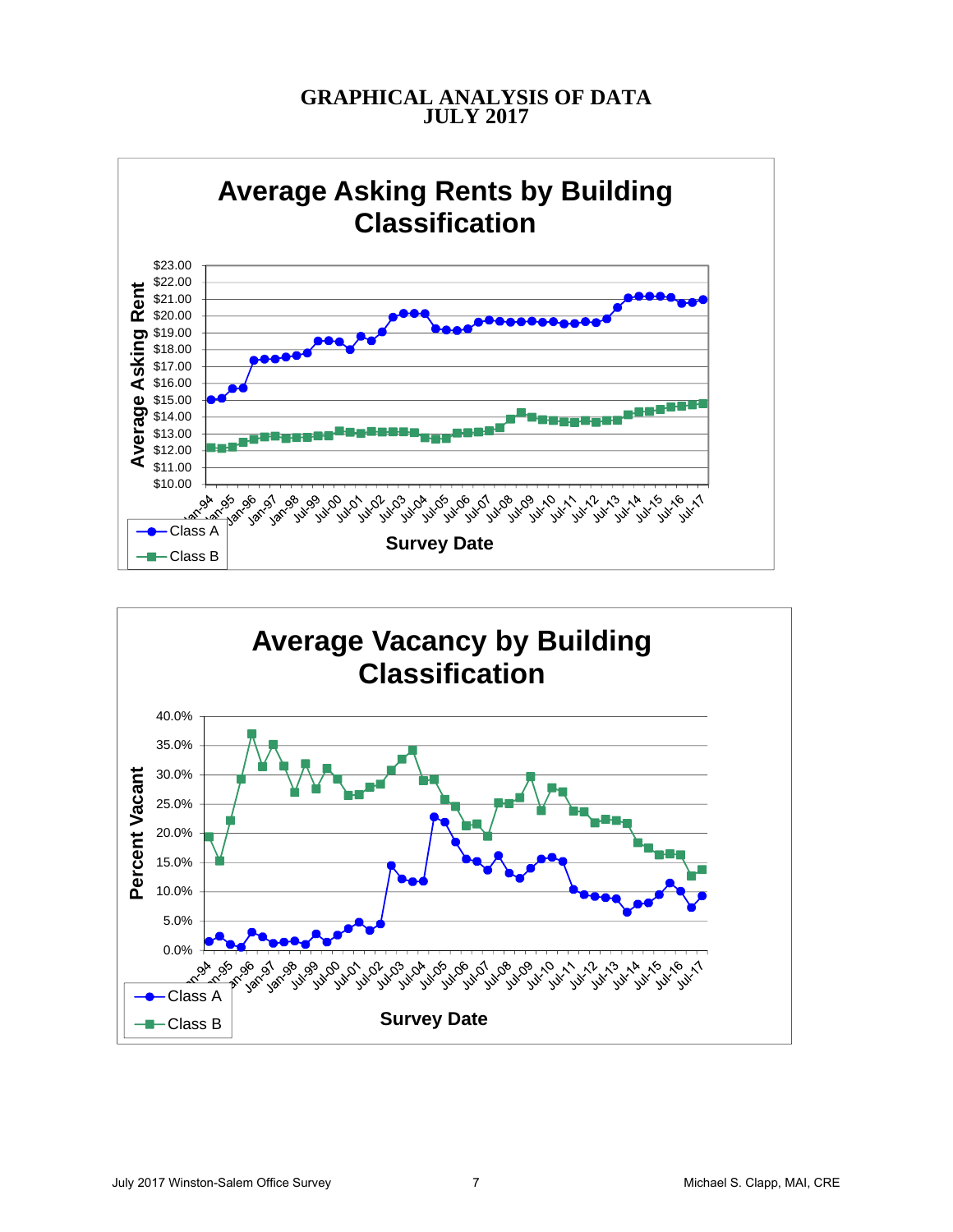# GRAPHICAL ANALYSIS OF DATA
# JULY 2017

## Average Asking Rents by Building Classification

Average Asking Rent

$23.00
$22.00
$21.00
$20.00
$19.00
$18.00
$17.00
$16.00
$15.00
$14.00
$13.00
$12.00
$11.00
$10.00

Jan-94, Jan-95, Jan-96, Jan-97, Jan-98, Jul-99, Jul-00, Jul-01, Jul-02, Jul-03, Jul-04, Jul-05, Jul-06, Jul-07, Jul-08, Jul-09, Jul-10, Jul-11, Jul-12, Jul-13, Jul-14, Jul-15, Jul-16, Jul-17

Survey Date

- Class A
- Class B

## Average Vacancy by Building Classification

Percent Vacant

40.0%
35.0%
30.0%
25.0%
20.0%
15.0%
10.0%
5.0%
0.0%

Jan-94, Jan-95, Jan-96, Jan-97, Jan-98, Jul-99, Jul-00, Jul-01, Jul-02, Jul-03, Jul-04, Jul-05, Jul-06, Jul-07, Jul-08, Jul-09, Jul-10, Jul-11, Jul-12, Jul-13, Jul-14, Jul-15, Jul-16, Jul-17

Survey Date

- Class A
- Class B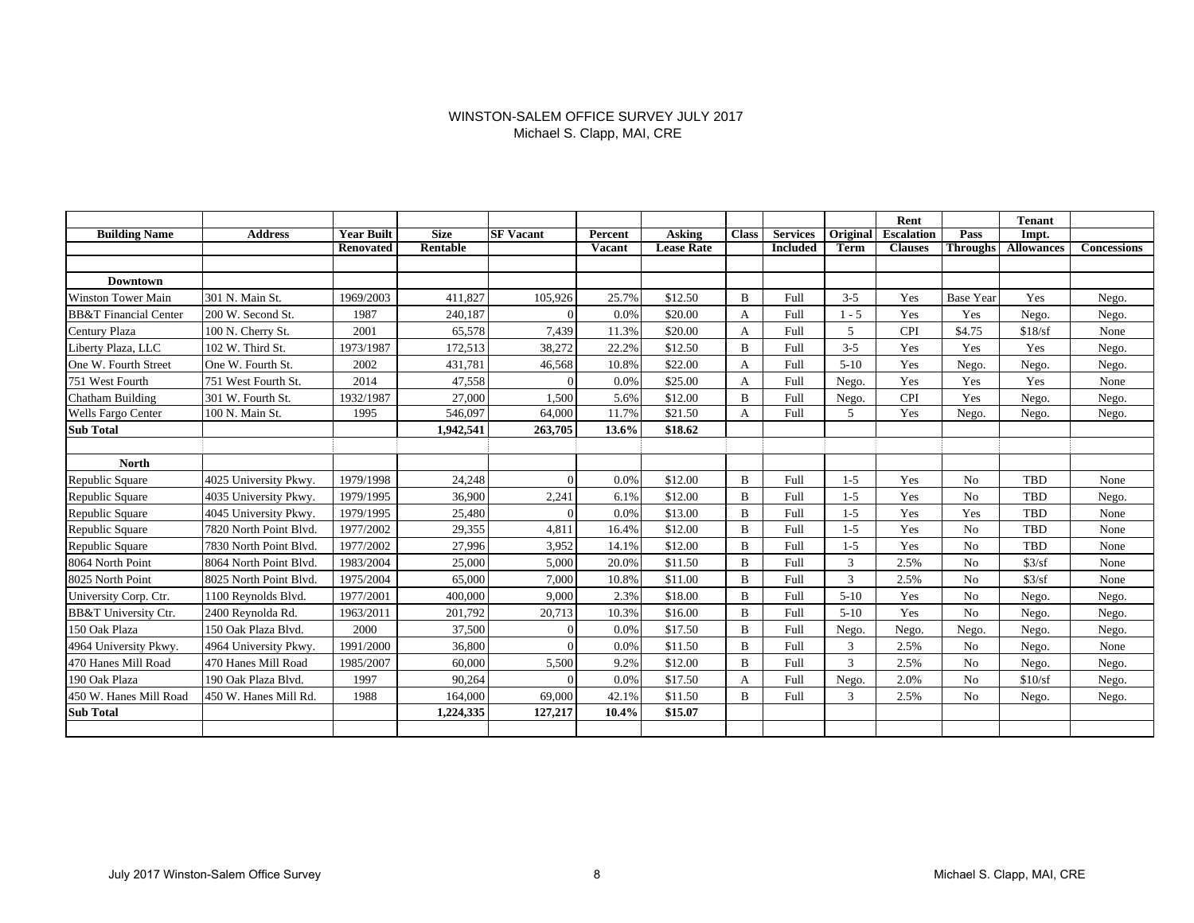# WINSTON-SALEM OFFICE SURVEY JULY 2017
Michael S. Clapp, MAI, CRE

| Building Name | Address | Year Built Renovated | Size Rentable | SF Vacant | Percent Vacant | Asking Lease Rate | Class | Services Included | Original Term | Rent Escalation Clauses | Pass Throughs | Tenant Impt. Allowances | Concessions |
|---|---|---|---|---|---|---|---|---|---|---|---|---|---|
| **Downtown** | | | | | | | | | | | | | |
| Winston Tower Main | 301 N. Main St. | 1969/2003 | 411,827 | 105,926 | 25.7% | $12.50 | B | Full | 3-5 | Yes | Base Year | Yes | Nego. |
| BB&T Financial Center | 200 W. Second St. | 1987 | 240,187 | 0 | 0.0% | $20.00 | A | Full | 1 - 5 | Yes | Yes | Nego. | Nego. |
| Century Plaza | 100 N. Cherry St. | 2001 | 65,578 | 7,439 | 11.3% | $20.00 | A | Full | 5 | CPI | $4.75 | $18/sf | None |
| Liberty Plaza, LLC | 102 W. Third St. | 1973/1987 | 172,513 | 38,272 | 22.2% | $12.50 | B | Full | 3-5 | Yes | Yes | Yes | Nego. |
| One W. Fourth Street | One W. Fourth St. | 2002 | 431,781 | 46,568 | 10.8% | $22.00 | A | Full | 5-10 | Yes | Nego. | Nego. | Nego. |
| 751 West Fourth | 751 West Fourth St. | 2014 | 47,558 | 0 | 0.0% | $25.00 | A | Full | Nego. | Yes | Yes | Yes | None |
| Chatham Building | 301 W. Fourth St. | 1932/1987 | 27,000 | 1,500 | 5.6% | $12.00 | B | Full | Nego. | CPI | Yes | Nego. | Nego. |
| Wells Fargo Center | 100 N. Main St. | 1995 | 546,097 | 64,000 | 11.7% | $21.50 | A | Full | 5 | Yes | Nego. | Nego. | Nego. |
| **Sub Total** | | | **1,942,541** | **263,705** | **13.6%** | **$18.62** | | | | | | | |
| **North** | | | | | | | | | | | | | |
| Republic Square | 4025 University Pkwy. | 1979/1998 | 24,248 | 0 | 0.0% | $12.00 | B | Full | 1-5 | Yes | No | TBD | None |
| Republic Square | 4035 University Pkwy. | 1979/1995 | 36,900 | 2,241 | 6.1% | $12.00 | B | Full | 1-5 | Yes | No | TBD | Nego. |
| Republic Square | 4045 University Pkwy. | 1979/1995 | 25,480 | 0 | 0.0% | $13.00 | B | Full | 1-5 | Yes | Yes | TBD | None |
| Republic Square | 7820 North Point Blvd. | 1977/2002 | 29,355 | 4,811 | 16.4% | $12.00 | B | Full | 1-5 | Yes | No | TBD | None |
| Republic Square | 7830 North Point Blvd. | 1977/2002 | 27,996 | 3,952 | 14.1% | $12.00 | B | Full | 1-5 | Yes | No | TBD | None |
| 8064 North Point | 8064 North Point Blvd. | 1983/2004 | 25,000 | 5,000 | 20.0% | $11.50 | B | Full | 3 | 2.5% | No | $3/sf | None |
| 8025 North Point | 8025 North Point Blvd. | 1975/2004 | 65,000 | 7,000 | 10.8% | $11.00 | B | Full | 3 | 2.5% | No | $3/sf | None |
| University Corp. Ctr. | 1100 Reynolds Blvd. | 1977/2001 | 400,000 | 9,000 | 2.3% | $18.00 | B | Full | 5-10 | Yes | No | Nego. | Nego. |
| BB&T University Ctr. | 2400 Reynolda Rd. | 1963/2011 | 201,792 | 20,713 | 10.3% | $16.00 | B | Full | 5-10 | Yes | No | Nego. | Nego. |
| 150 Oak Plaza | 150 Oak Plaza Blvd. | 2000 | 37,500 | 0 | 0.0% | $17.50 | B | Full | Nego. | Nego. | Nego. | Nego. | Nego. |
| 4964 University Pkwy. | 4964 University Pkwy. | 1991/2000 | 36,800 | 0 | 0.0% | $11.50 | B | Full | 3 | 2.5% | No | Nego. | None |
| 470 Hanes Mill Road | 470 Hanes Mill Road | 1985/2007 | 60,000 | 5,500 | 9.2% | $12.00 | B | Full | 3 | 2.5% | No | Nego. | Nego. |
| 190 Oak Plaza | 190 Oak Plaza Blvd. | 1997 | 90,264 | 0 | 0.0% | $17.50 | A | Full | Nego. | 2.0% | No | $10/sf | Nego. |
| 450 W. Hanes Mill Road | 450 W. Hanes Mill Rd. | 1988 | 164,000 | 69,000 | 42.1% | $11.50 | B | Full | 3 | 2.5% | No | Nego. | Nego. |
| **Sub Total** | | | **1,224,335** | **127,217** | **10.4%** | **$15.07** | | | | | | | |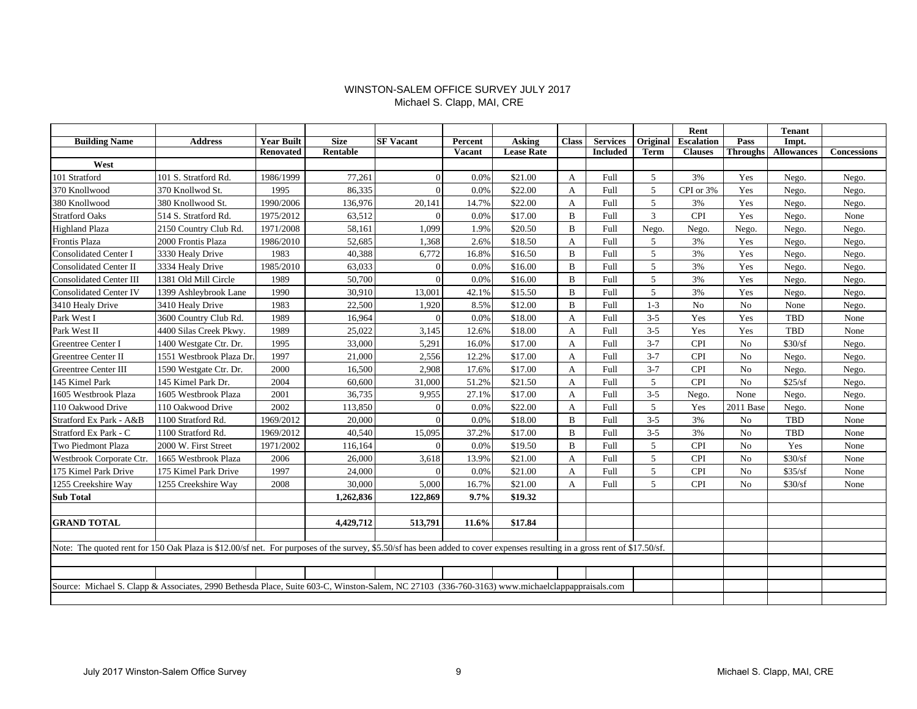WINSTON-SALEM OFFICE SURVEY JULY 2017
Michael S. Clapp, MAI, CRE

| Building Name | Address | Year Built Renovated | Size Rentable | SF Vacant | Percent Vacant | Asking Lease Rate | Class | Services Included | Original Term | Rent Escalation Clauses | Pass Throughs | Tenant Impt. Allowances | Concessions |
|---|---|---|---|---|---|---|---|---|---|---|---|---|---|
| **West** | | | | | | | | | | | | | |
| 101 Stratford | 101 S. Stratford Rd. | 1986/1999 | 77,261 | 0 | 0.0% | $21.00 | A | Full | 5 | 3% | Yes | Nego. | Nego. |
| 370 Knollwood | 370 Knollwod St. | 1995 | 86,335 | 0 | 0.0% | $22.00 | A | Full | 5 | CPI or 3% | Yes | Nego. | Nego. |
| 380 Knollwood | 380 Knollwood St. | 1990/2006 | 136,976 | 20,141 | 14.7% | $22.00 | A | Full | 5 | 3% | Yes | Nego. | Nego. |
| Stratford Oaks | 514 S. Stratford Rd. | 1975/2012 | 63,512 | 0 | 0.0% | $17.00 | B | Full | 3 | CPI | Yes | Nego. | None |
| Highland Plaza | 2150 Country Club Rd. | 1971/2008 | 58,161 | 1,099 | 1.9% | $20.50 | B | Full | Nego. | Nego. | Nego. | Nego. | Nego. |
| Frontis Plaza | 2000 Frontis Plaza | 1986/2010 | 52,685 | 1,368 | 2.6% | $18.50 | A | Full | 5 | 3% | Yes | Nego. | Nego. |
| Consolidated Center I | 3330 Healy Drive | 1983 | 40,388 | 6,772 | 16.8% | $16.50 | B | Full | 5 | 3% | Yes | Nego. | Nego. |
| Consolidated Center II | 3334 Healy Drive | 1985/2010 | 63,033 | 0 | 0.0% | $16.00 | B | Full | 5 | 3% | Yes | Nego. | Nego. |
| Consolidated Center III | 1381 Old Mill Circle | 1989 | 50,700 | 0 | 0.0% | $16.00 | B | Full | 5 | 3% | Yes | Nego. | Nego. |
| Consolidated Center IV | 1399 Ashleybrook Lane | 1990 | 30,910 | 13,001 | 42.1% | $15.50 | B | Full | 5 | 3% | Yes | Nego. | Nego. |
| 3410 Healy Drive | 3410 Healy Drive | 1983 | 22,500 | 1,920 | 8.5% | $12.00 | B | Full | 1-3 | No | No | None | Nego. |
| Park West I | 3600 Country Club Rd. | 1989 | 16,964 | 0 | 0.0% | $18.00 | A | Full | 3-5 | Yes | Yes | TBD | None |
| Park West II | 4400 Silas Creek Pkwy. | 1989 | 25,022 | 3,145 | 12.6% | $18.00 | A | Full | 3-5 | Yes | Yes | TBD | None |
| Greentree Center I | 1400 Westgate Ctr. Dr. | 1995 | 33,000 | 5,291 | 16.0% | $17.00 | A | Full | 3-7 | CPI | No | $30/sf | Nego. |
| Greentree Center II | 1551 Westbrook Plaza Dr. | 1997 | 21,000 | 2,556 | 12.2% | $17.00 | A | Full | 3-7 | CPI | No | Nego. | Nego. |
| Greentree Center III | 1590 Westgate Ctr. Dr. | 2000 | 16,500 | 2,908 | 17.6% | $17.00 | A | Full | 3-7 | CPI | No | Nego. | Nego. |
| 145 Kimel Park | 145 Kimel Park Dr. | 2004 | 60,600 | 31,000 | 51.2% | $21.50 | A | Full | 5 | CPI | No | $25/sf | Nego. |
| 1605 Westbrook Plaza | 1605 Westbrook Plaza | 2001 | 36,735 | 9,955 | 27.1% | $17.00 | A | Full | 3-5 | Nego. | None | Nego. | Nego. |
| 110 Oakwood Drive | 110 Oakwood Drive | 2002 | 113,850 | 0 | 0.0% | $22.00 | A | Full | 5 | Yes | 2011 Base | Nego. | None |
| Stratford Ex Park - A&B | 1100 Stratford Rd. | 1969/2012 | 20,000 | 0 | 0.0% | $18.00 | B | Full | 3-5 | 3% | No | TBD | None |
| Stratford Ex Park - C | 1100 Stratford Rd. | 1969/2012 | 40,540 | 15,095 | 37.2% | $17.00 | B | Full | 3-5 | 3% | No | TBD | None |
| Two Piedmont Plaza | 2000 W. First Street | 1971/2002 | 116,164 | 0 | 0.0% | $19.50 | B | Full | 5 | CPI | No | Yes | None |
| Westbrook Corporate Ctr. | 1665 Westbrook Plaza | 2006 | 26,000 | 3,618 | 13.9% | $21.00 | A | Full | 5 | CPI | No | $30/sf | None |
| 175 Kimel Park Drive | 175 Kimel Park Drive | 1997 | 24,000 | 0 | 0.0% | $21.00 | A | Full | 5 | CPI | No | $35/sf | None |
| 1255 Creekshire Way | 1255 Creekshire Way | 2008 | 30,000 | 5,000 | 16.7% | $21.00 | A | Full | 5 | CPI | No | $30/sf | None |
| **Sub Total** | | | **1,262,836** | **122,869** | **9.7%** | **$19.32** | | | | | | | |
| **GRAND TOTAL** | | | **4,429,712** | **513,791** | **11.6%** | **$17.84** | | | | | | | |

Note: The quoted rent for 150 Oak Plaza is $12.00/sf net. For purposes of the survey, $5.50/sf has been added to cover expenses resulting in a gross rent of $17.50/sf.

Source: Michael S. Clapp & Associates, 2990 Bethesda Place, Suite 603-C, Winston-Salem, NC 27103 (336-760-3163) www.michaelclappappraisals.com